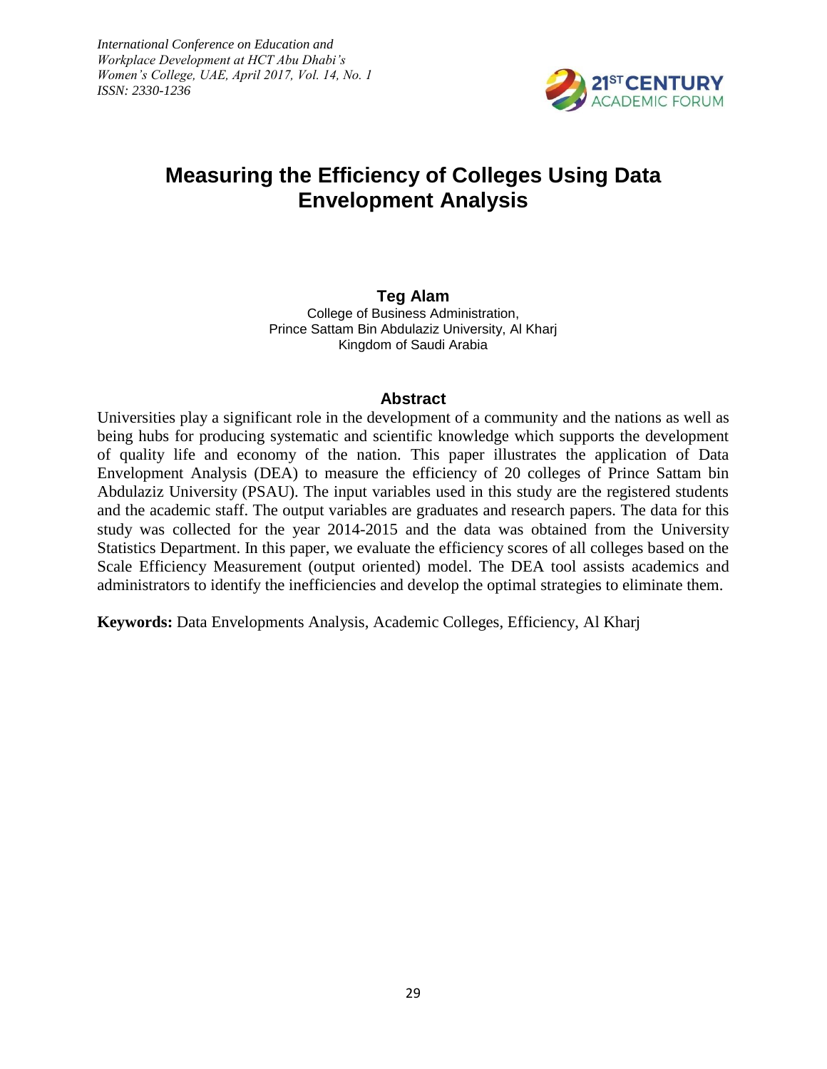# Measuring the Efficiency of Colleges Using Data Envelopment Analysis

**Teg Alam**
College of Business Administration,
Prince Sattam Bin Abdulaziz University, Al Kharj
Kingdom of Saudi Arabia

## Abstract

Universities play a significant role in the development of a community and the nations as well as being hubs for producing systematic and scientific knowledge which supports the development of quality life and economy of the nation. This paper illustrates the application of Data Envelopment Analysis (DEA) to measure the efficiency of 20 colleges of Prince Sattam bin Abdulaziz University (PSAU). The input variables used in this study are the registered students and the academic staff. The output variables are graduates and research papers. The data for this study was collected for the year 2014-2015 and the data was obtained from the University Statistics Department. In this paper, we evaluate the efficiency scores of all colleges based on the Scale Efficiency Measurement (output oriented) model. The DEA tool assists academics and administrators to identify the inefficiencies and develop the optimal strategies to eliminate them.

**Keywords:** Data Envelopments Analysis, Academic Colleges, Efficiency, Al Kharj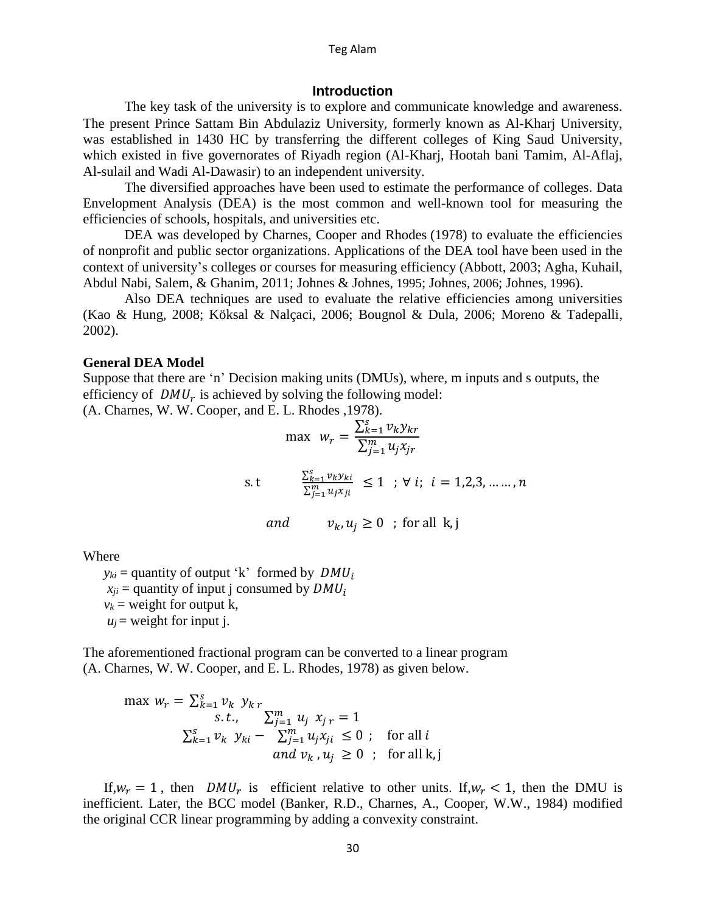## Introduction

The key task of the university is to explore and communicate knowledge and awareness. The present Prince Sattam Bin Abdulaziz University, formerly known as Al-Kharj University, was established in 1430 HC by transferring the different colleges of King Saud University, which existed in five governorates of Riyadh region (Al-Kharj, Hootah bani Tamim, Al-Aflaj, Al-sulail and Wadi Al-Dawasir) to an independent university.

The diversified approaches have been used to estimate the performance of colleges. Data Envelopment Analysis (DEA) is the most common and well-known tool for measuring the efficiencies of schools, hospitals, and universities etc.

DEA was developed by Charnes, Cooper and Rhodes (1978) to evaluate the efficiencies of nonprofit and public sector organizations. Applications of the DEA tool have been used in the context of university's colleges or courses for measuring efficiency (Abbott, 2003; Agha, Kuhail, Abdul Nabi, Salem, & Ghanim, 2011; Johnes & Johnes, 1995; Johnes, 2006; Johnes, 1996).

Also DEA techniques are used to evaluate the relative efficiencies among universities (Kao & Hung, 2008; Köksal & Nalçaci, 2006; Bougnol & Dula, 2006; Moreno & Tadepalli, 2002).

**General DEA Model**

Suppose that there are 'n' Decision making units (DMUs), where, m inputs and s outputs, the efficiency of $DMU_r$ is achieved by solving the following model:
(A. Charnes, W. W. Cooper, and E. L. Rhodes ,1978).

$$\max \ w_r = \frac{\sum_{k=1}^{s} v_k y_{kr}}{\sum_{j=1}^{m} u_j x_{jr}}$$

$$\text{s. t} \qquad \frac{\sum_{k=1}^{s} v_k y_{ki}}{\sum_{j=1}^{m} u_j x_{ji}} \leq 1 \ \ ; \forall \ i; \ \ i = 1,2,3, \ldots \ldots, n$$

$$and \qquad v_k, u_j \geq 0 \ \ ; \text{ for all } \ k, j$$

Where

$y_{ki}$ = quantity of output 'k' formed by $DMU_i$
$x_{ji}$ = quantity of input j consumed by $DMU_i$
$v_k$ = weight for output k,
$u_j$ = weight for input j.

The aforementioned fractional program can be converted to a linear program
(A. Charnes, W. W. Cooper, and E. L. Rhodes, 1978) as given below.

$$\max \ w_r = \sum_{k=1}^{s} v_k \ y_{k\,r}$$

$$s.t., \qquad \sum_{j=1}^{m} u_j \ x_{j\,r} = 1$$

$$\sum_{k=1}^{s} v_k \ y_{ki} - \sum_{j=1}^{m} u_j x_{ji} \leq 0 \ \ ; \quad \text{for all } i$$

$$and \ v_k \, , u_j \geq 0 \ \ ; \quad \text{for all k, j}$$

If, $w_r = 1$ , then $DMU_r$ is efficient relative to other units. If, $w_r < 1$, then the DMU is inefficient. Later, the BCC model (Banker, R.D., Charnes, A., Cooper, W.W., 1984) modified the original CCR linear programming by adding a convexity constraint.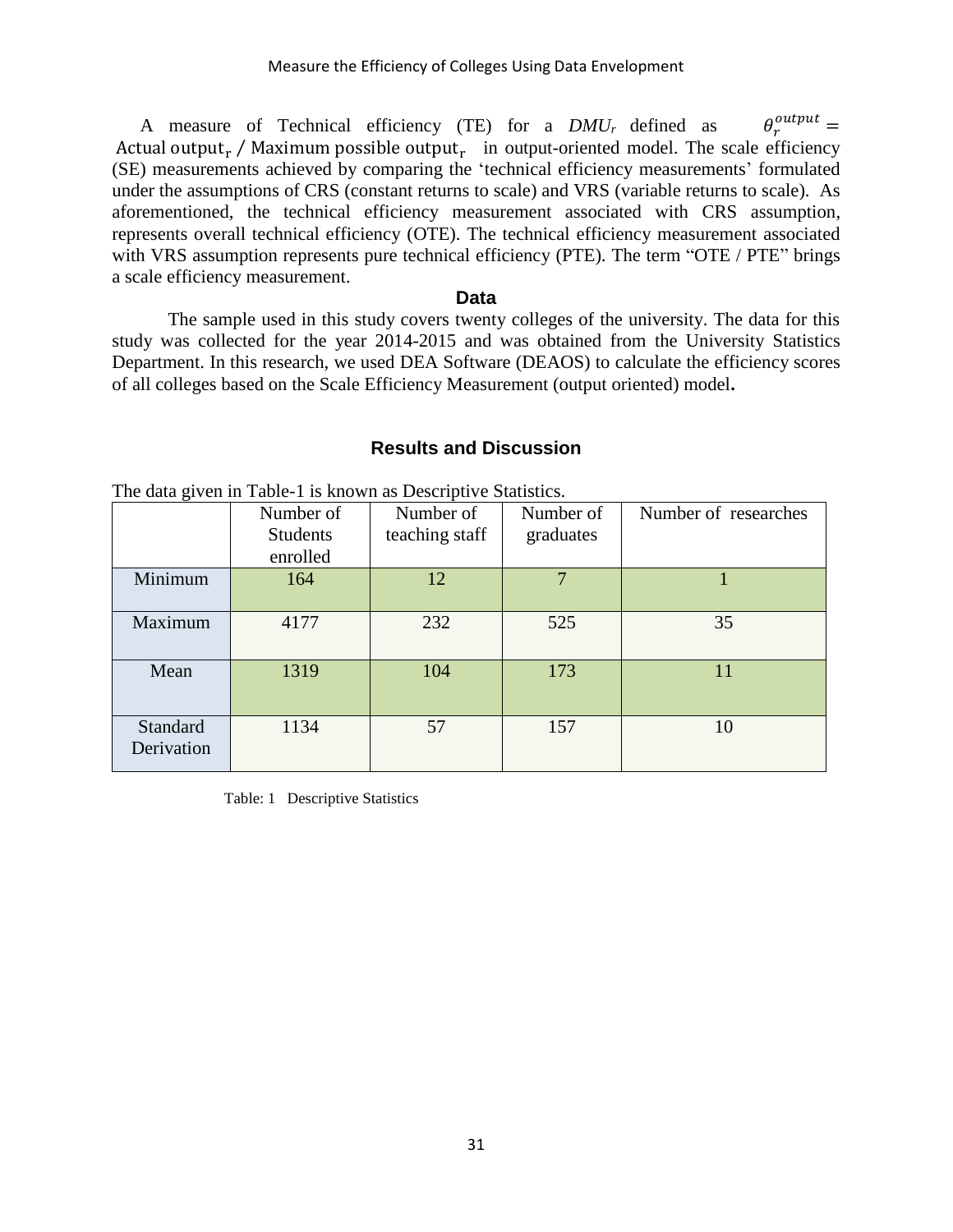A measure of Technical efficiency (TE) for a $DMU_r$ defined as $\theta_r^{output} = \text{Actual output}_r / \text{Maximum possible output}_r$ in output-oriented model. The scale efficiency (SE) measurements achieved by comparing the 'technical efficiency measurements' formulated under the assumptions of CRS (constant returns to scale) and VRS (variable returns to scale). As aforementioned, the technical efficiency measurement associated with CRS assumption, represents overall technical efficiency (OTE). The technical efficiency measurement associated with VRS assumption represents pure technical efficiency (PTE). The term "OTE / PTE" brings a scale efficiency measurement.

## Data

The sample used in this study covers twenty colleges of the university. The data for this study was collected for the year 2014-2015 and was obtained from the University Statistics Department. In this research, we used DEA Software (DEAOS) to calculate the efficiency scores of all colleges based on the Scale Efficiency Measurement (output oriented) model**.**

## Results and Discussion

The data given in Table-1 is known as Descriptive Statistics.

| | Number of Students enrolled | Number of teaching staff | Number of graduates | Number of researches |
|---|---|---|---|---|
| Minimum | 164 | 12 | 7 | 1 |
| Maximum | 4177 | 232 | 525 | 35 |
| Mean | 1319 | 104 | 173 | 11 |
| Standard Derivation | 1134 | 57 | 157 | 10 |

Table: 1 Descriptive Statistics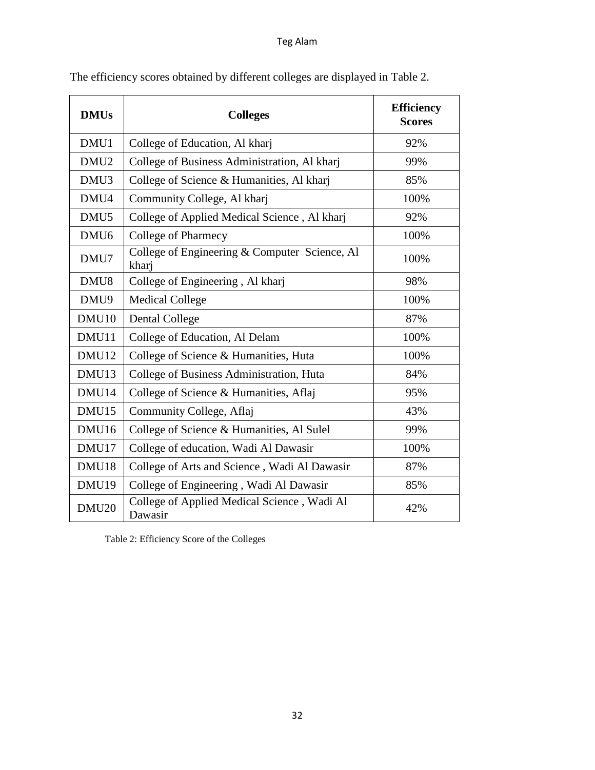The efficiency scores obtained by different colleges are displayed in Table 2.

| DMUs | Colleges | Efficiency Scores |
|---|---|---|
| DMU1 | College of Education, Al kharj | 92% |
| DMU2 | College of Business Administration, Al kharj | 99% |
| DMU3 | College of Science & Humanities, Al kharj | 85% |
| DMU4 | Community College, Al kharj | 100% |
| DMU5 | College of Applied Medical Science , Al kharj | 92% |
| DMU6 | College of Pharmecy | 100% |
| DMU7 | College of Engineering & Computer Science, Al kharj | 100% |
| DMU8 | College of Engineering , Al kharj | 98% |
| DMU9 | Medical College | 100% |
| DMU10 | Dental College | 87% |
| DMU11 | College of Education, Al Delam | 100% |
| DMU12 | College of Science & Humanities, Huta | 100% |
| DMU13 | College of Business Administration, Huta | 84% |
| DMU14 | College of Science & Humanities, Aflaj | 95% |
| DMU15 | Community College, Aflaj | 43% |
| DMU16 | College of Science & Humanities, Al Sulel | 99% |
| DMU17 | College of education, Wadi Al Dawasir | 100% |
| DMU18 | College of Arts and Science , Wadi Al Dawasir | 87% |
| DMU19 | College of Engineering , Wadi Al Dawasir | 85% |
| DMU20 | College of Applied Medical Science , Wadi Al Dawasir | 42% |

Table 2: Efficiency Score of the Colleges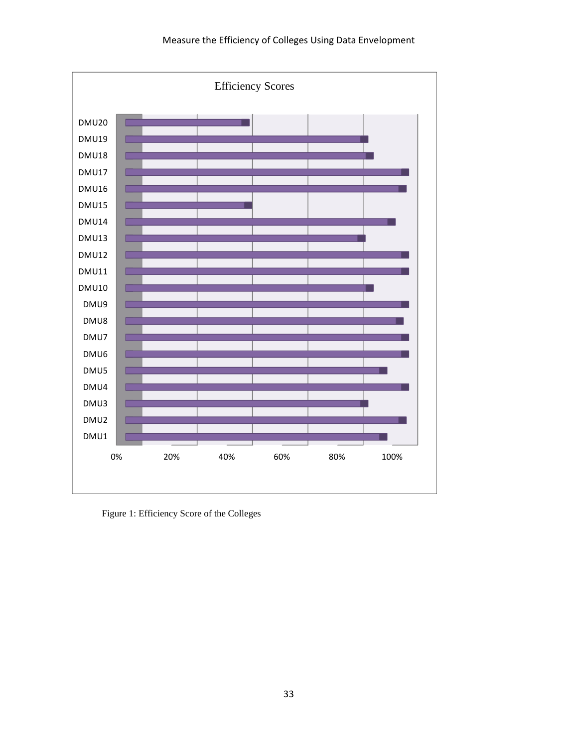Figure 1: Efficiency Score of the Colleges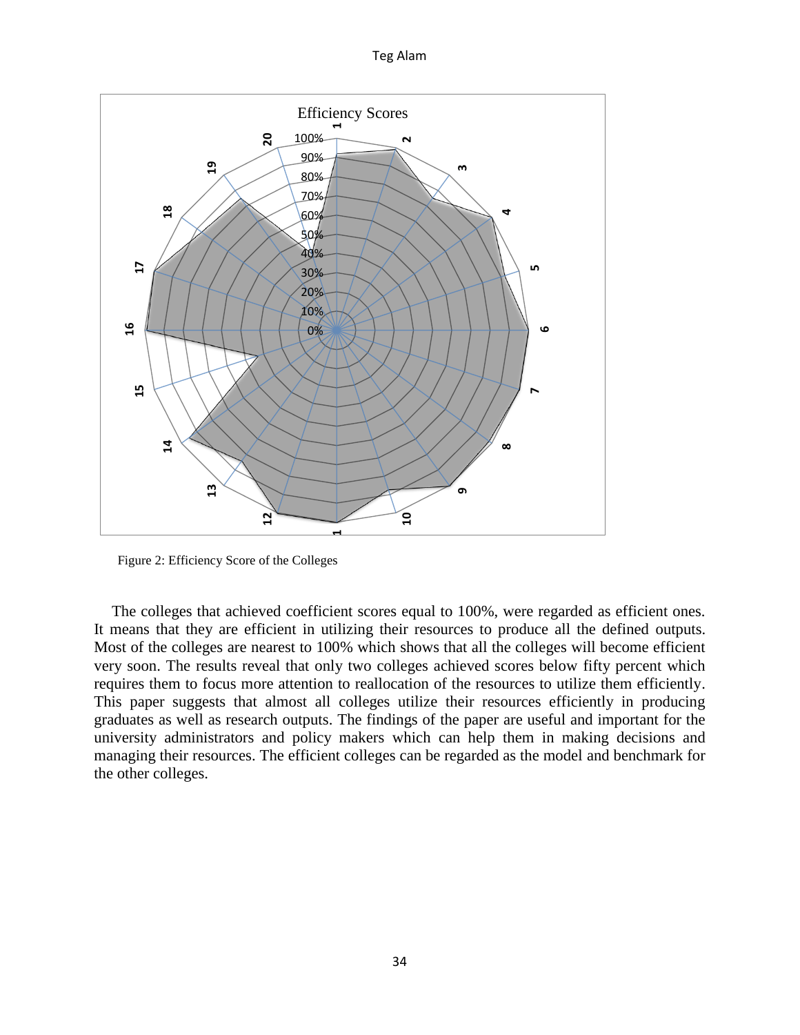Figure 2: Efficiency Score of the Colleges

The colleges that achieved coefficient scores equal to 100%, were regarded as efficient ones. It means that they are efficient in utilizing their resources to produce all the defined outputs. Most of the colleges are nearest to 100% which shows that all the colleges will become efficient very soon. The results reveal that only two colleges achieved scores below fifty percent which requires them to focus more attention to reallocation of the resources to utilize them efficiently. This paper suggests that almost all colleges utilize their resources efficiently in producing graduates as well as research outputs. The findings of the paper are useful and important for the university administrators and policy makers which can help them in making decisions and managing their resources. The efficient colleges can be regarded as the model and benchmark for the other colleges.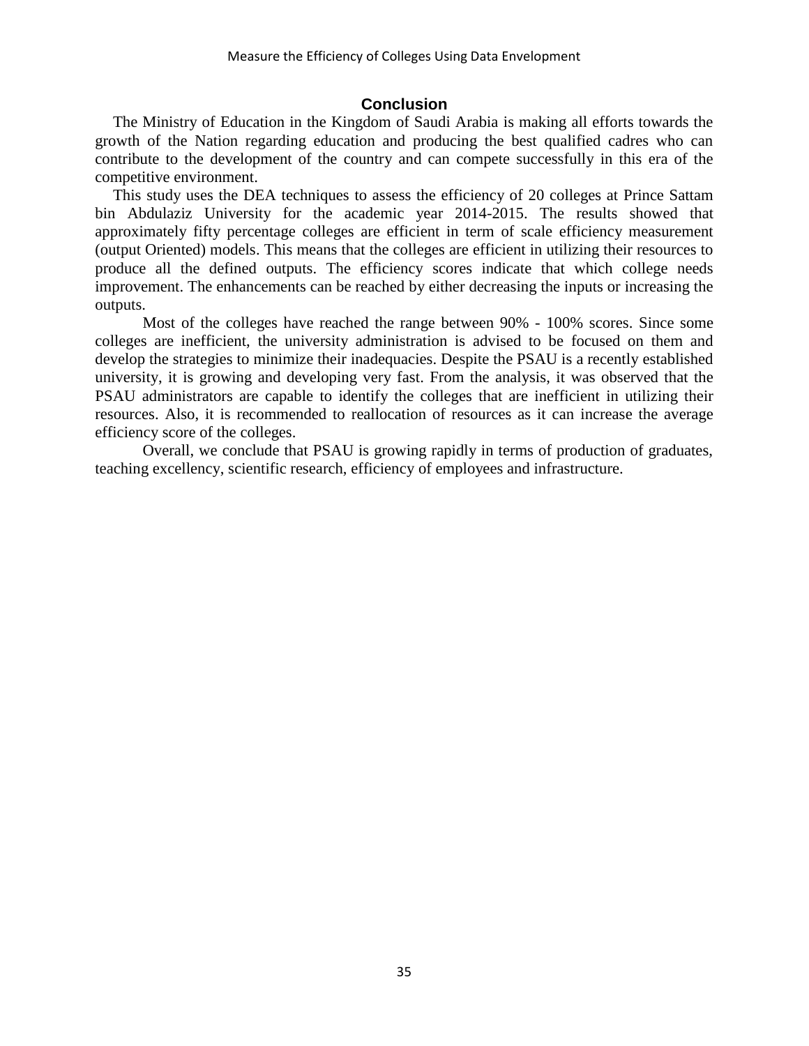## Conclusion

The Ministry of Education in the Kingdom of Saudi Arabia is making all efforts towards the growth of the Nation regarding education and producing the best qualified cadres who can contribute to the development of the country and can compete successfully in this era of the competitive environment.

This study uses the DEA techniques to assess the efficiency of 20 colleges at Prince Sattam bin Abdulaziz University for the academic year 2014-2015. The results showed that approximately fifty percentage colleges are efficient in term of scale efficiency measurement (output Oriented) models. This means that the colleges are efficient in utilizing their resources to produce all the defined outputs. The efficiency scores indicate that which college needs improvement. The enhancements can be reached by either decreasing the inputs or increasing the outputs.

Most of the colleges have reached the range between 90% - 100% scores. Since some colleges are inefficient, the university administration is advised to be focused on them and develop the strategies to minimize their inadequacies. Despite the PSAU is a recently established university, it is growing and developing very fast. From the analysis, it was observed that the PSAU administrators are capable to identify the colleges that are inefficient in utilizing their resources. Also, it is recommended to reallocation of resources as it can increase the average efficiency score of the colleges.

Overall, we conclude that PSAU is growing rapidly in terms of production of graduates, teaching excellency, scientific research, efficiency of employees and infrastructure.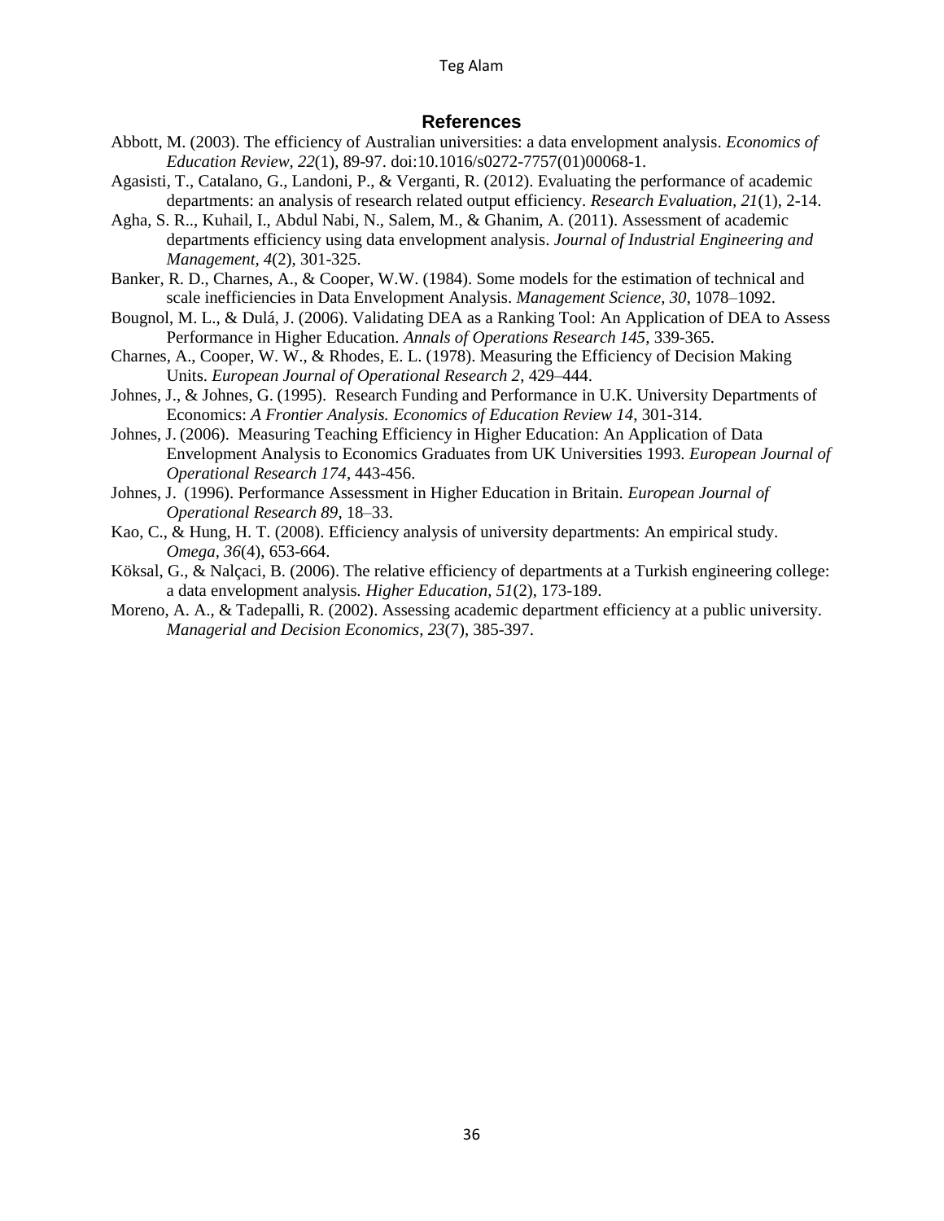## References

Abbott, M. (2003). The efficiency of Australian universities: a data envelopment analysis. *Economics of Education Review, 22*(1), 89-97. doi:10.1016/s0272-7757(01)00068-1.

Agasisti, T., Catalano, G., Landoni, P., & Verganti, R. (2012). Evaluating the performance of academic departments: an analysis of research related output efficiency. *Research Evaluation, 21*(1), 2-14.

Agha, S. R.., Kuhail, I., Abdul Nabi, N., Salem, M., & Ghanim, A. (2011). Assessment of academic departments efficiency using data envelopment analysis. *Journal of Industrial Engineering and Management, 4*(2), 301-325.

Banker, R. D., Charnes, A., & Cooper, W.W. (1984). Some models for the estimation of technical and scale inefficiencies in Data Envelopment Analysis. *Management Science, 30*, 1078–1092.

Bougnol, M. L., & Dulá, J. (2006). Validating DEA as a Ranking Tool: An Application of DEA to Assess Performance in Higher Education. *Annals of Operations Research 145*, 339-365.

Charnes, A., Cooper, W. W., & Rhodes, E. L. (1978). Measuring the Efficiency of Decision Making Units. *European Journal of Operational Research 2*, 429–444.

Johnes, J., & Johnes, G. (1995). Research Funding and Performance in U.K. University Departments of Economics: *A Frontier Analysis. Economics of Education Review 14*, 301-314.

Johnes, J. (2006). Measuring Teaching Efficiency in Higher Education: An Application of Data Envelopment Analysis to Economics Graduates from UK Universities 1993. *European Journal of Operational Research 174*, 443-456.

Johnes, J. (1996). Performance Assessment in Higher Education in Britain. *European Journal of Operational Research 89*, 18–33.

Kao, C., & Hung, H. T. (2008). Efficiency analysis of university departments: An empirical study. *Omega, 36*(4), 653-664.

Köksal, G., & Nalçaci, B. (2006). The relative efficiency of departments at a Turkish engineering college: a data envelopment analysis. *Higher Education, 51*(2), 173-189.

Moreno, A. A., & Tadepalli, R. (2002). Assessing academic department efficiency at a public university. *Managerial and Decision Economics, 23*(7), 385-397.